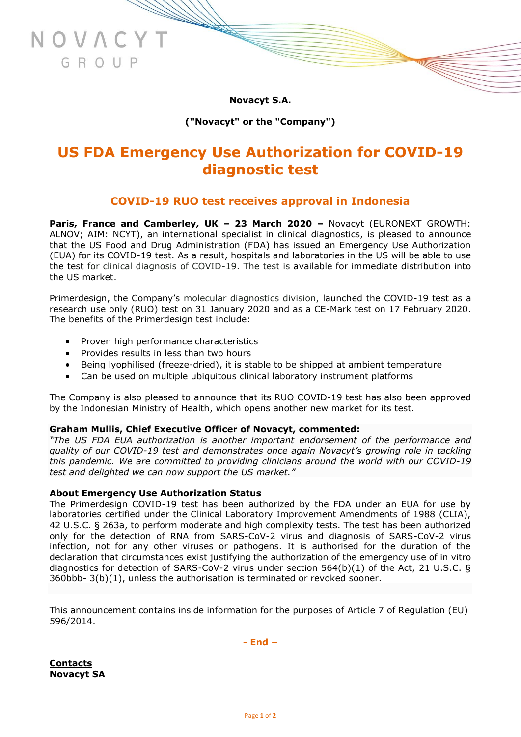NOVACYT
GROUP

**Novacyt S.A.**

**("Novacyt" or the "Company")**

# US FDA Emergency Use Authorization for COVID-19 diagnostic test

## COVID-19 RUO test receives approval in Indonesia

**Paris, France and Camberley, UK – 23 March 2020 –** Novacyt (EURONEXT GROWTH: ALNOV; AIM: NCYT), an international specialist in clinical diagnostics, is pleased to announce that the US Food and Drug Administration (FDA) has issued an Emergency Use Authorization (EUA) for its COVID-19 test. As a result, hospitals and laboratories in the US will be able to use the test for clinical diagnosis of COVID-19. The test is available for immediate distribution into the US market.

Primerdesign, the Company's molecular diagnostics division, launched the COVID-19 test as a research use only (RUO) test on 31 January 2020 and as a CE-Mark test on 17 February 2020. The benefits of the Primerdesign test include:

- Proven high performance characteristics
- Provides results in less than two hours
- Being lyophilised (freeze-dried), it is stable to be shipped at ambient temperature
- Can be used on multiple ubiquitous clinical laboratory instrument platforms

The Company is also pleased to announce that its RUO COVID-19 test has also been approved by the Indonesian Ministry of Health, which opens another new market for its test.

**Graham Mullis, Chief Executive Officer of Novacyt, commented:**
*"The US FDA EUA authorization is another important endorsement of the performance and quality of our COVID-19 test and demonstrates once again Novacyt's growing role in tackling this pandemic. We are committed to providing clinicians around the world with our COVID-19 test and delighted we can now support the US market."*

**About Emergency Use Authorization Status**
The Primerdesign COVID-19 test has been authorized by the FDA under an EUA for use by laboratories certified under the Clinical Laboratory Improvement Amendments of 1988 (CLIA), 42 U.S.C. § 263a, to perform moderate and high complexity tests. The test has been authorized only for the detection of RNA from SARS-CoV-2 virus and diagnosis of SARS-CoV-2 virus infection, not for any other viruses or pathogens. It is authorised for the duration of the declaration that circumstances exist justifying the authorization of the emergency use of in vitro diagnostics for detection of SARS-CoV-2 virus under section 564(b)(1) of the Act, 21 U.S.C. § 360bbb- 3(b)(1), unless the authorisation is terminated or revoked sooner.

This announcement contains inside information for the purposes of Article 7 of Regulation (EU) 596/2014.

**- End –**

**Contacts**
**Novacyt SA**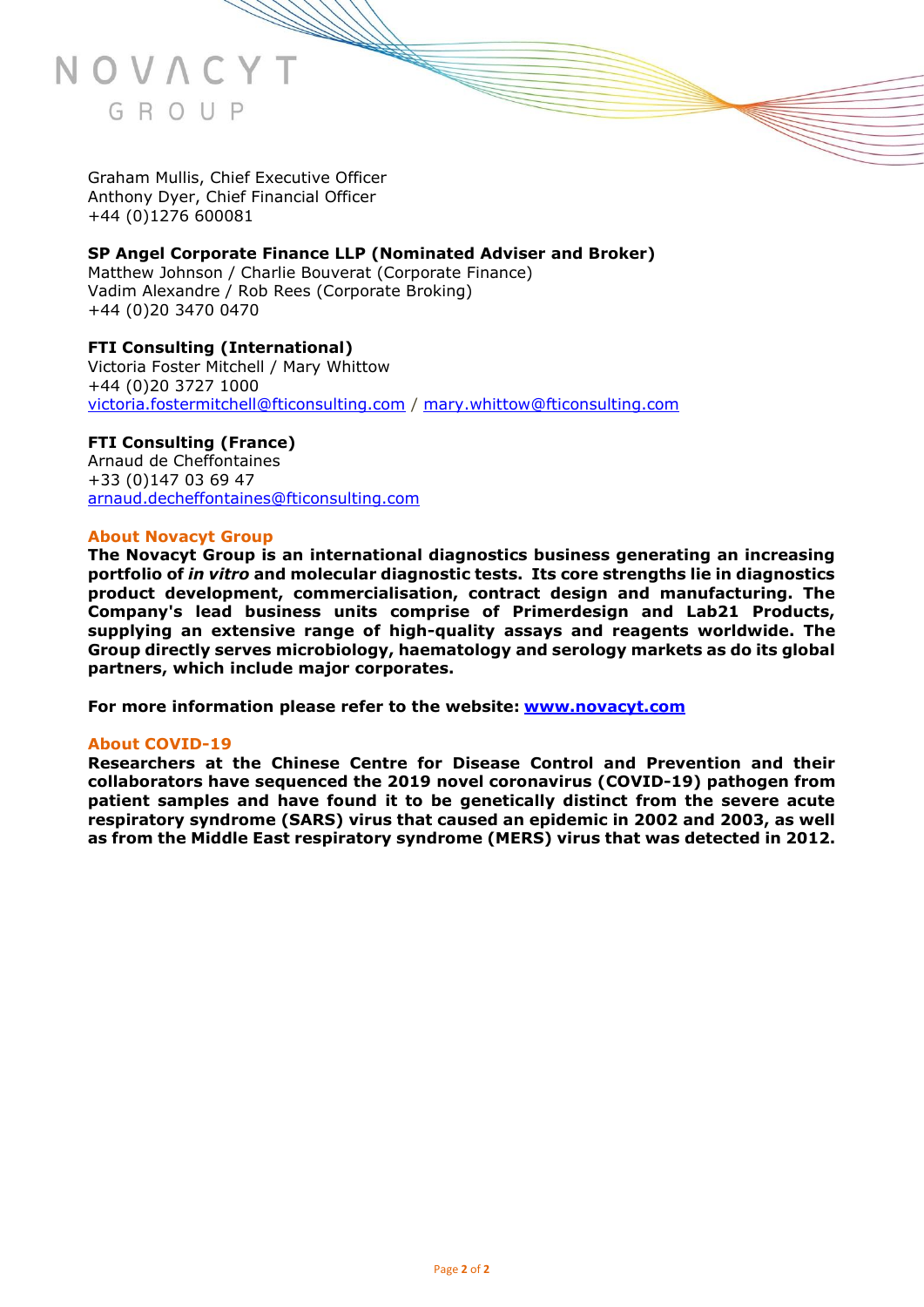Graham Mullis, Chief Executive Officer
Anthony Dyer, Chief Financial Officer
+44 (0)1276 600081

**SP Angel Corporate Finance LLP (Nominated Adviser and Broker)**
Matthew Johnson / Charlie Bouverat (Corporate Finance)
Vadim Alexandre / Rob Rees (Corporate Broking)
+44 (0)20 3470 0470

**FTI Consulting (International)**
Victoria Foster Mitchell / Mary Whittow
+44 (0)20 3727 1000
victoria.fostermitchell@fticonsulting.com / mary.whittow@fticonsulting.com

**FTI Consulting (France)**
Arnaud de Cheffontaines
+33 (0)147 03 69 47
arnaud.decheffontaines@fticonsulting.com

## About Novacyt Group

**The Novacyt Group is an international diagnostics business generating an increasing portfolio of *in vitro* and molecular diagnostic tests. Its core strengths lie in diagnostics product development, commercialisation, contract design and manufacturing. The Company's lead business units comprise of Primerdesign and Lab21 Products, supplying an extensive range of high-quality assays and reagents worldwide. The Group directly serves microbiology, haematology and serology markets as do its global partners, which include major corporates.**

**For more information please refer to the website: www.novacyt.com**

## About COVID-19

**Researchers at the Chinese Centre for Disease Control and Prevention and their collaborators have sequenced the 2019 novel coronavirus (COVID-19) pathogen from patient samples and have found it to be genetically distinct from the severe acute respiratory syndrome (SARS) virus that caused an epidemic in 2002 and 2003, as well as from the Middle East respiratory syndrome (MERS) virus that was detected in 2012.**